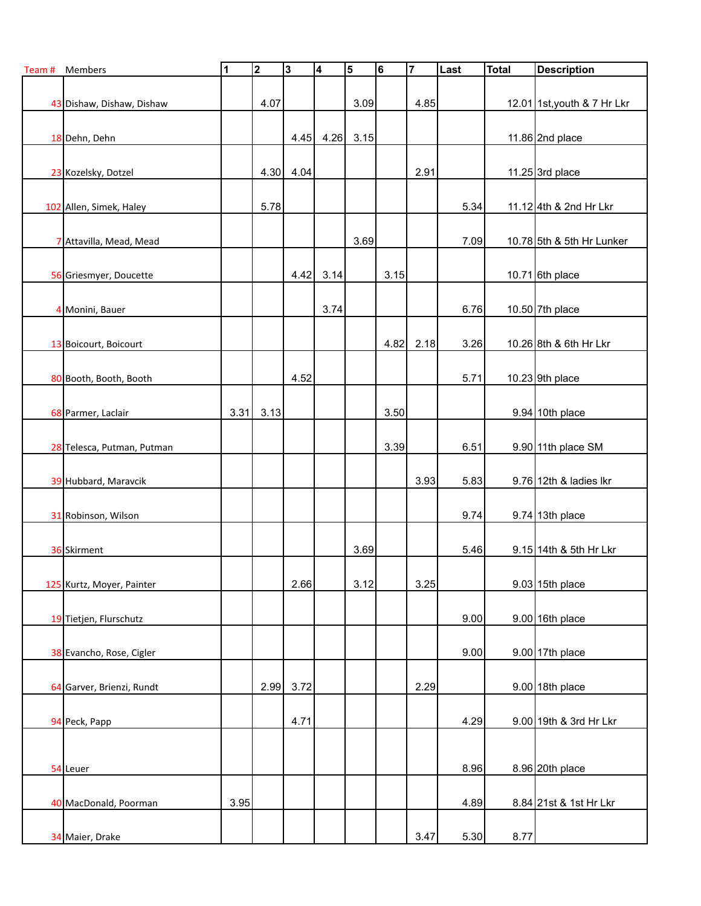| Team # | Members | 1 | 2 | 3 | 4 | 5 | 6 | 7 | Last | Total | Description |
|---|---|---|---|---|---|---|---|---|---|---|---|
| 43 | Dishaw, Dishaw, Dishaw | | 4.07 | | | 3.09 | | 4.85 | | 12.01 | 1st,youth & 7 Hr Lkr |
| 18 | Dehn, Dehn | | | 4.45 | 4.26 | 3.15 | | | | 11.86 | 2nd place |
| 23 | Kozelsky, Dotzel | | 4.30 | 4.04 | | | | 2.91 | | 11.25 | 3rd place |
| 102 | Allen, Simek, Haley | | 5.78 | | | | | | 5.34 | 11.12 | 4th & 2nd Hr Lkr |
| 7 | Attavilla, Mead, Mead | | | | | 3.69 | | | 7.09 | 10.78 | 5th & 5th Hr Lunker |
| 56 | Griesmyer, Doucette | | | 4.42 | 3.14 | | 3.15 | | | 10.71 | 6th place |
| 4 | Monini, Bauer | | | | 3.74 | | | | 6.76 | 10.50 | 7th place |
| 13 | Boicourt, Boicourt | | | | | | 4.82 | 2.18 | 3.26 | 10.26 | 8th & 6th Hr Lkr |
| 80 | Booth, Booth, Booth | | | 4.52 | | | | | 5.71 | 10.23 | 9th place |
| 68 | Parmer, Laclair | 3.31 | 3.13 | | | | 3.50 | | | 9.94 | 10th place |
| 28 | Telesca, Putman, Putman | | | | | | 3.39 | | 6.51 | 9.90 | 11th place SM |
| 39 | Hubbard, Maravcik | | | | | | | 3.93 | 5.83 | 9.76 | 12th & ladies lkr |
| 31 | Robinson, Wilson | | | | | | | | 9.74 | 9.74 | 13th place |
| 36 | Skirment | | | | | 3.69 | | | 5.46 | 9.15 | 14th & 5th Hr Lkr |
| 125 | Kurtz, Moyer, Painter | | | 2.66 | | 3.12 | | 3.25 | | 9.03 | 15th place |
| 19 | Tietjen, Flurschutz | | | | | | | | 9.00 | 9.00 | 16th place |
| 38 | Evancho, Rose, Cigler | | | | | | | | 9.00 | 9.00 | 17th place |
| 64 | Garver, Brienzi, Rundt | | 2.99 | 3.72 | | | | 2.29 | | 9.00 | 18th place |
| 94 | Peck, Papp | | | 4.71 | | | | | 4.29 | 9.00 | 19th & 3rd Hr Lkr |
| 54 | Leuer | | | | | | | | 8.96 | 8.96 | 20th place |
| 40 | MacDonald, Poorman | 3.95 | | | | | | | 4.89 | 8.84 | 21st & 1st Hr Lkr |
| 34 | Maier, Drake | | | | | | | 3.47 | 5.30 | 8.77 | |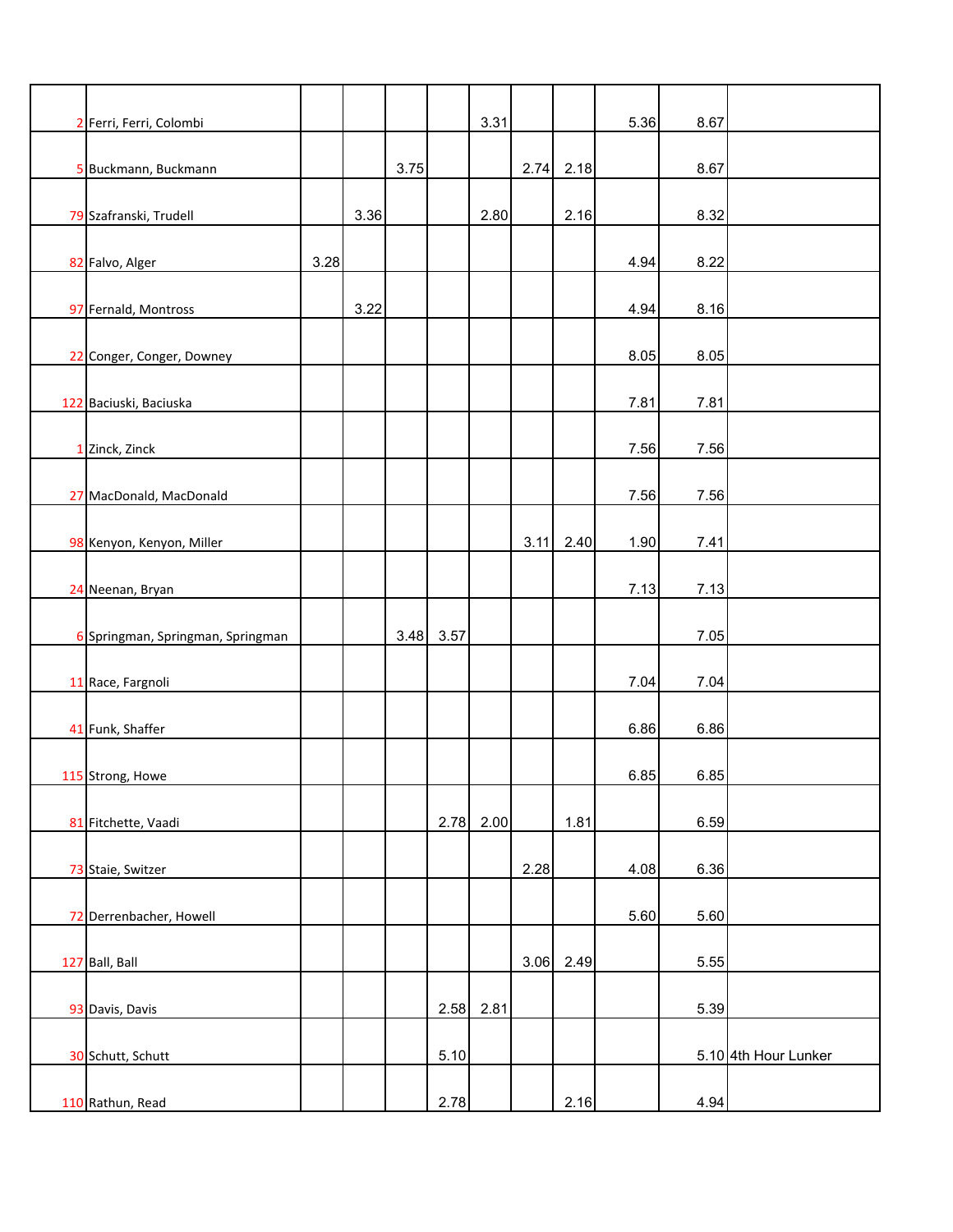| | | | | | | | | | | | |
|---|---|---|---|---|---|---|---|---|---|---|---|
| 2 | Ferri, Ferri, Colombi | | | | | 3.31 | | | 5.36 | 8.67 | |
| 5 | Buckmann, Buckmann | | | 3.75 | | | 2.74 | 2.18 | | 8.67 | |
| 79 | Szafranski, Trudell | | 3.36 | | | 2.80 | | 2.16 | | 8.32 | |
| 82 | Falvo, Alger | 3.28 | | | | | | | 4.94 | 8.22 | |
| 97 | Fernald, Montross | | 3.22 | | | | | | 4.94 | 8.16 | |
| 22 | Conger, Conger, Downey | | | | | | | | 8.05 | 8.05 | |
| 122 | Baciuski, Baciuska | | | | | | | | 7.81 | 7.81 | |
| 1 | Zinck, Zinck | | | | | | | | 7.56 | 7.56 | |
| 27 | MacDonald, MacDonald | | | | | | | | 7.56 | 7.56 | |
| 98 | Kenyon, Kenyon, Miller | | | | | | 3.11 | 2.40 | 1.90 | 7.41 | |
| 24 | Neenan, Bryan | | | | | | | | 7.13 | 7.13 | |
| 6 | Springman, Springman, Springman | | | 3.48 | 3.57 | | | | | 7.05 | |
| 11 | Race, Fargnoli | | | | | | | | 7.04 | 7.04 | |
| 41 | Funk, Shaffer | | | | | | | | 6.86 | 6.86 | |
| 115 | Strong, Howe | | | | | | | | 6.85 | 6.85 | |
| 81 | Fitchette, Vaadi | | | | 2.78 | 2.00 | | 1.81 | | 6.59 | |
| 73 | Staie, Switzer | | | | | | 2.28 | | 4.08 | 6.36 | |
| 72 | Derrenbacher, Howell | | | | | | | | 5.60 | 5.60 | |
| 127 | Ball, Ball | | | | | | 3.06 | 2.49 | | 5.55 | |
| 93 | Davis, Davis | | | | 2.58 | 2.81 | | | | 5.39 | |
| 30 | Schutt, Schutt | | | | 5.10 | | | | | 5.10 | 4th Hour Lunker |
| 110 | Rathun, Read | | | | 2.78 | | | 2.16 | | 4.94 | |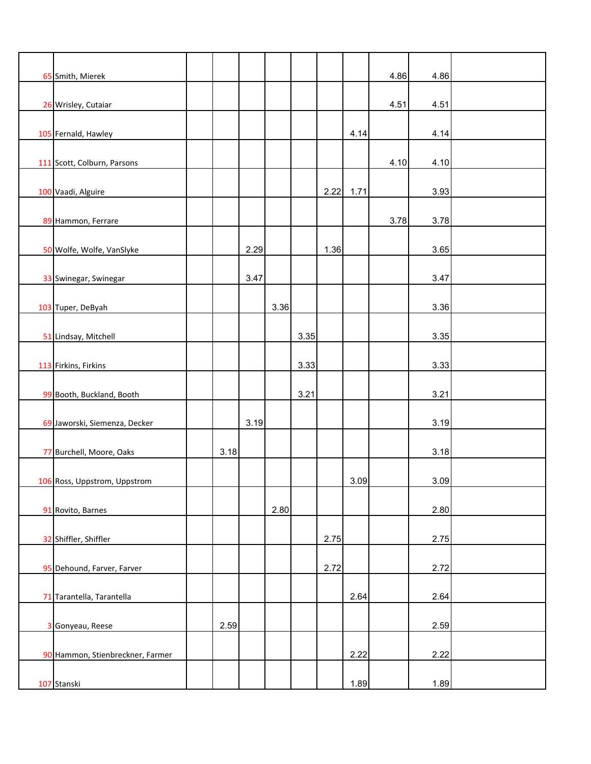| | | | | | | | | | | | |
|---|---|---|---|---|---|---|---|---|---|---|---|
| 65 | Smith, Mierek | | | | | | | | 4.86 | 4.86 | |
| 26 | Wrisley, Cutaiar | | | | | | | | 4.51 | 4.51 | |
| 105 | Fernald, Hawley | | | | | | | 4.14 | | 4.14 | |
| 111 | Scott, Colburn, Parsons | | | | | | | | 4.10 | 4.10 | |
| 100 | Vaadi, Alguire | | | | | | 2.22 | 1.71 | | 3.93 | |
| 89 | Hammon, Ferrare | | | | | | | | 3.78 | 3.78 | |
| 50 | Wolfe, Wolfe, VanSlyke | | | 2.29 | | | 1.36 | | | 3.65 | |
| 33 | Swinegar, Swinegar | | | 3.47 | | | | | | 3.47 | |
| 103 | Tuper, DeByah | | | | 3.36 | | | | | 3.36 | |
| 51 | Lindsay, Mitchell | | | | | 3.35 | | | | 3.35 | |
| 113 | Firkins, Firkins | | | | | 3.33 | | | | 3.33 | |
| 99 | Booth, Buckland, Booth | | | | | 3.21 | | | | 3.21 | |
| 69 | Jaworski, Siemenza, Decker | | | 3.19 | | | | | | 3.19 | |
| 77 | Burchell, Moore, Oaks | | 3.18 | | | | | | | 3.18 | |
| 106 | Ross, Uppstrom, Uppstrom | | | | | | | 3.09 | | 3.09 | |
| 91 | Rovito, Barnes | | | | 2.80 | | | | | 2.80 | |
| 32 | Shiffler, Shiffler | | | | | | 2.75 | | | 2.75 | |
| 95 | Dehound, Farver, Farver | | | | | | 2.72 | | | 2.72 | |
| 71 | Tarantella, Tarantella | | | | | | | 2.64 | | 2.64 | |
| 3 | Gonyeau, Reese | | 2.59 | | | | | | | 2.59 | |
| 90 | Hammon, Stienbreckner, Farmer | | | | | | | 2.22 | | 2.22 | |
| 107 | Stanski | | | | | | | 1.89 | | 1.89 | |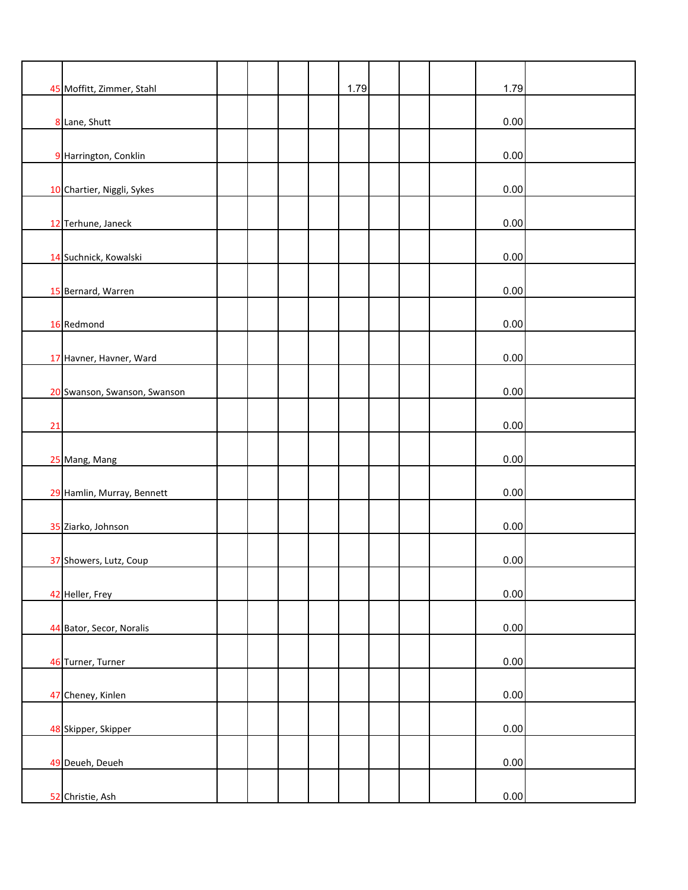| | | | | | | | | | | | |
|---|---|---|---|---|---|---|---|---|---|---|---|
| 45 | Moffitt, Zimmer, Stahl | | | | | 1.79 | | | | 1.79 | |
| 8 | Lane, Shutt | | | | | | | | | 0.00 | |
| 9 | Harrington, Conklin | | | | | | | | | 0.00 | |
| 10 | Chartier, Niggli, Sykes | | | | | | | | | 0.00 | |
| 12 | Terhune, Janeck | | | | | | | | | 0.00 | |
| 14 | Suchnick, Kowalski | | | | | | | | | 0.00 | |
| 15 | Bernard, Warren | | | | | | | | | 0.00 | |
| 16 | Redmond | | | | | | | | | 0.00 | |
| 17 | Havner, Havner, Ward | | | | | | | | | 0.00 | |
| 20 | Swanson, Swanson, Swanson | | | | | | | | | 0.00 | |
| 21 | | | | | | | | | | 0.00 | |
| 25 | Mang, Mang | | | | | | | | | 0.00 | |
| 29 | Hamlin, Murray, Bennett | | | | | | | | | 0.00 | |
| 35 | Ziarko, Johnson | | | | | | | | | 0.00 | |
| 37 | Showers, Lutz, Coup | | | | | | | | | 0.00 | |
| 42 | Heller, Frey | | | | | | | | | 0.00 | |
| 44 | Bator, Secor, Noralis | | | | | | | | | 0.00 | |
| 46 | Turner, Turner | | | | | | | | | 0.00 | |
| 47 | Cheney, Kinlen | | | | | | | | | 0.00 | |
| 48 | Skipper, Skipper | | | | | | | | | 0.00 | |
| 49 | Deueh, Deueh | | | | | | | | | 0.00 | |
| 52 | Christie, Ash | | | | | | | | | 0.00 | |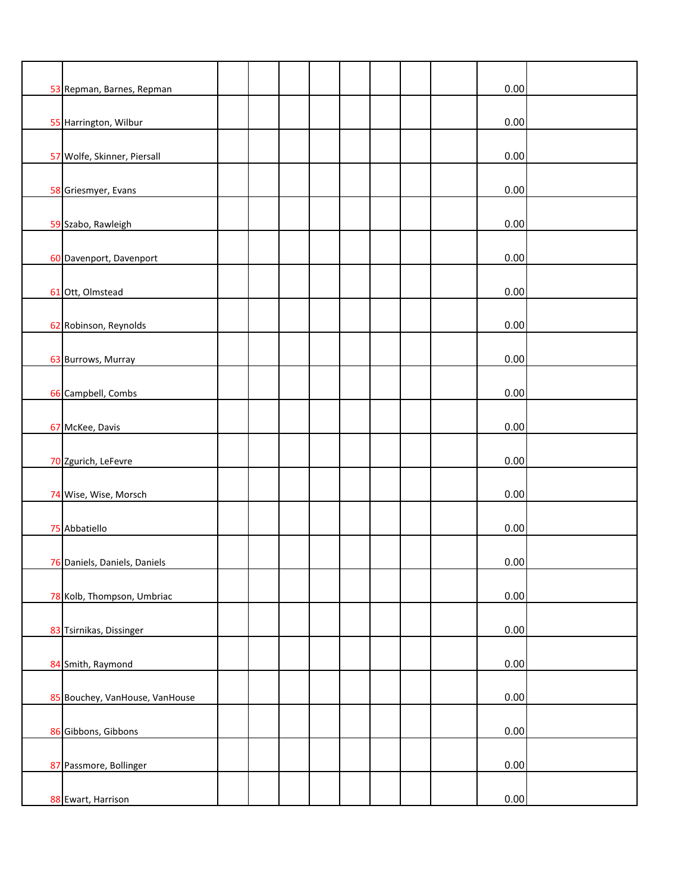| | | | | | | | | | | |
|---|---|---|---|---|---|---|---|---|---|---|
| 53 | Repman, Barnes, Repman | | | | | | | | 0.00 | |
| 55 | Harrington, Wilbur | | | | | | | | 0.00 | |
| 57 | Wolfe, Skinner, Piersall | | | | | | | | 0.00 | |
| 58 | Griesmyer, Evans | | | | | | | | 0.00 | |
| 59 | Szabo, Rawleigh | | | | | | | | 0.00 | |
| 60 | Davenport, Davenport | | | | | | | | 0.00 | |
| 61 | Ott, Olmstead | | | | | | | | 0.00 | |
| 62 | Robinson, Reynolds | | | | | | | | 0.00 | |
| 63 | Burrows, Murray | | | | | | | | 0.00 | |
| 66 | Campbell, Combs | | | | | | | | 0.00 | |
| 67 | McKee, Davis | | | | | | | | 0.00 | |
| 70 | Zgurich, LeFevre | | | | | | | | 0.00 | |
| 74 | Wise, Wise, Morsch | | | | | | | | 0.00 | |
| 75 | Abbatiello | | | | | | | | 0.00 | |
| 76 | Daniels, Daniels, Daniels | | | | | | | | 0.00 | |
| 78 | Kolb, Thompson, Umbriac | | | | | | | | 0.00 | |
| 83 | Tsirnikas, Dissinger | | | | | | | | 0.00 | |
| 84 | Smith, Raymond | | | | | | | | 0.00 | |
| 85 | Bouchey, VanHouse, VanHouse | | | | | | | | 0.00 | |
| 86 | Gibbons, Gibbons | | | | | | | | 0.00 | |
| 87 | Passmore, Bollinger | | | | | | | | 0.00 | |
| 88 | Ewart, Harrison | | | | | | | | 0.00 | |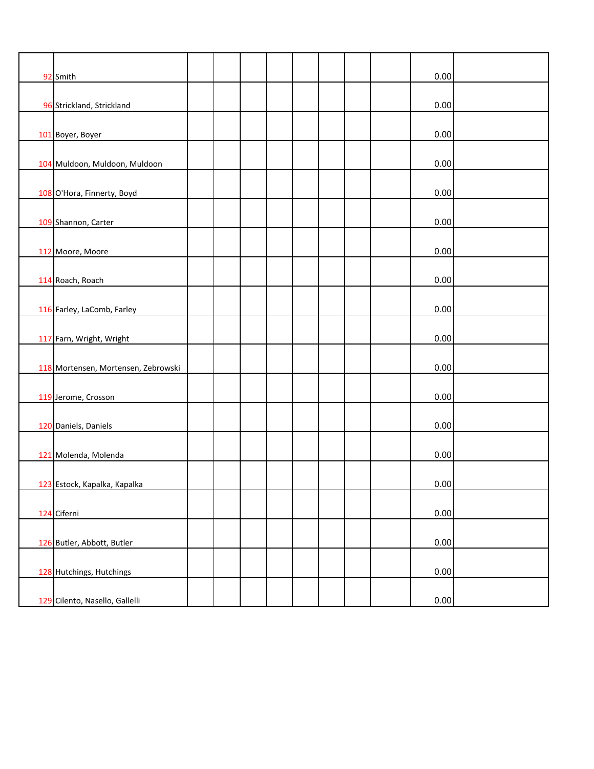| | | | | | | | | | | |
|---|---|---|---|---|---|---|---|---|---|---|
| 92 | Smith | | | | | | | | 0.00 | |
| 96 | Strickland, Strickland | | | | | | | | 0.00 | |
| 101 | Boyer, Boyer | | | | | | | | 0.00 | |
| 104 | Muldoon, Muldoon, Muldoon | | | | | | | | 0.00 | |
| 108 | O'Hora, Finnerty, Boyd | | | | | | | | 0.00 | |
| 109 | Shannon, Carter | | | | | | | | 0.00 | |
| 112 | Moore, Moore | | | | | | | | 0.00 | |
| 114 | Roach, Roach | | | | | | | | 0.00 | |
| 116 | Farley, LaComb, Farley | | | | | | | | 0.00 | |
| 117 | Farn, Wright, Wright | | | | | | | | 0.00 | |
| 118 | Mortensen, Mortensen, Zebrowski | | | | | | | | 0.00 | |
| 119 | Jerome, Crosson | | | | | | | | 0.00 | |
| 120 | Daniels, Daniels | | | | | | | | 0.00 | |
| 121 | Molenda, Molenda | | | | | | | | 0.00 | |
| 123 | Estock, Kapalka, Kapalka | | | | | | | | 0.00 | |
| 124 | Ciferni | | | | | | | | 0.00 | |
| 126 | Butler, Abbott, Butler | | | | | | | | 0.00 | |
| 128 | Hutchings, Hutchings | | | | | | | | 0.00 | |
| 129 | Cilento, Nasello, Gallelli | | | | | | | | 0.00 | |